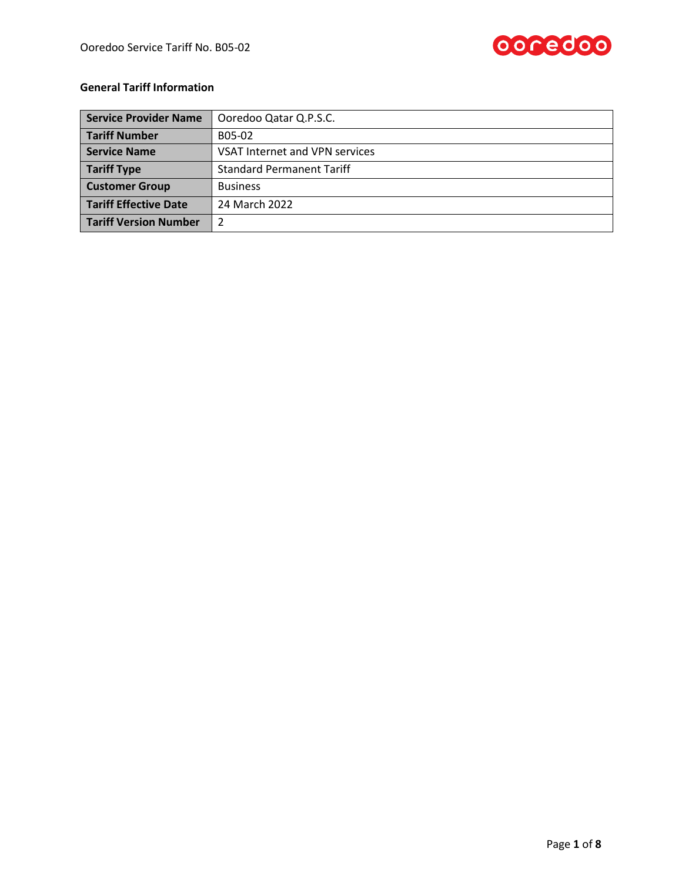**General Tariff Information**

| Service Provider Name | Ooredoo Qatar Q.P.S.C. |
|---|---|
| **Tariff Number** | B05-02 |
| **Service Name** | VSAT Internet and VPN services |
| **Tariff Type** | Standard Permanent Tariff |
| **Customer Group** | Business |
| **Tariff Effective Date** | 24 March 2022 |
| **Tariff Version Number** | 2 |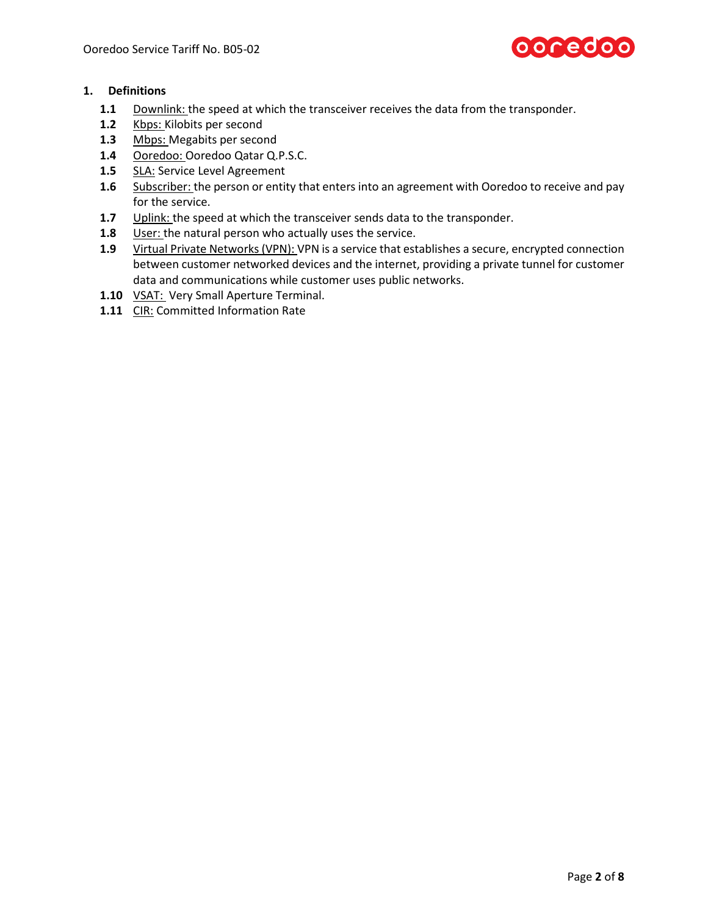## 1. Definitions

**1.1** Downlink: the speed at which the transceiver receives the data from the transponder.

**1.2** Kbps: Kilobits per second

**1.3** Mbps: Megabits per second

**1.4** Ooredoo: Ooredoo Qatar Q.P.S.C.

**1.5** SLA: Service Level Agreement

**1.6** Subscriber: the person or entity that enters into an agreement with Ooredoo to receive and pay for the service.

**1.7** Uplink: the speed at which the transceiver sends data to the transponder.

**1.8** User: the natural person who actually uses the service.

**1.9** Virtual Private Networks (VPN): VPN is a service that establishes a secure, encrypted connection between customer networked devices and the internet, providing a private tunnel for customer data and communications while customer uses public networks.

**1.10** VSAT: Very Small Aperture Terminal.

**1.11** CIR: Committed Information Rate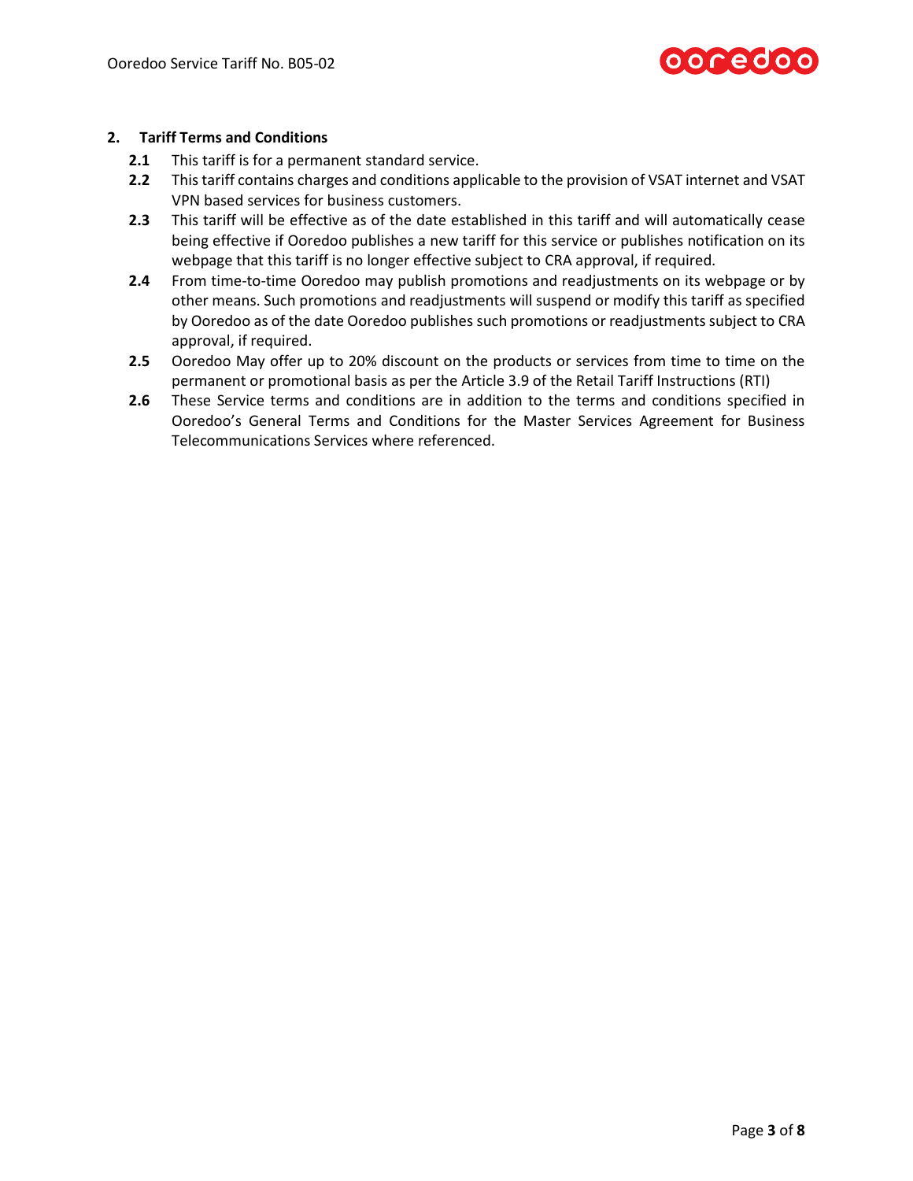## 2. Tariff Terms and Conditions

**2.1** This tariff is for a permanent standard service.

**2.2** This tariff contains charges and conditions applicable to the provision of VSAT internet and VSAT VPN based services for business customers.

**2.3** This tariff will be effective as of the date established in this tariff and will automatically cease being effective if Ooredoo publishes a new tariff for this service or publishes notification on its webpage that this tariff is no longer effective subject to CRA approval, if required.

**2.4** From time-to-time Ooredoo may publish promotions and readjustments on its webpage or by other means. Such promotions and readjustments will suspend or modify this tariff as specified by Ooredoo as of the date Ooredoo publishes such promotions or readjustments subject to CRA approval, if required.

**2.5** Ooredoo May offer up to 20% discount on the products or services from time to time on the permanent or promotional basis as per the Article 3.9 of the Retail Tariff Instructions (RTI)

**2.6** These Service terms and conditions are in addition to the terms and conditions specified in Ooredoo's General Terms and Conditions for the Master Services Agreement for Business Telecommunications Services where referenced.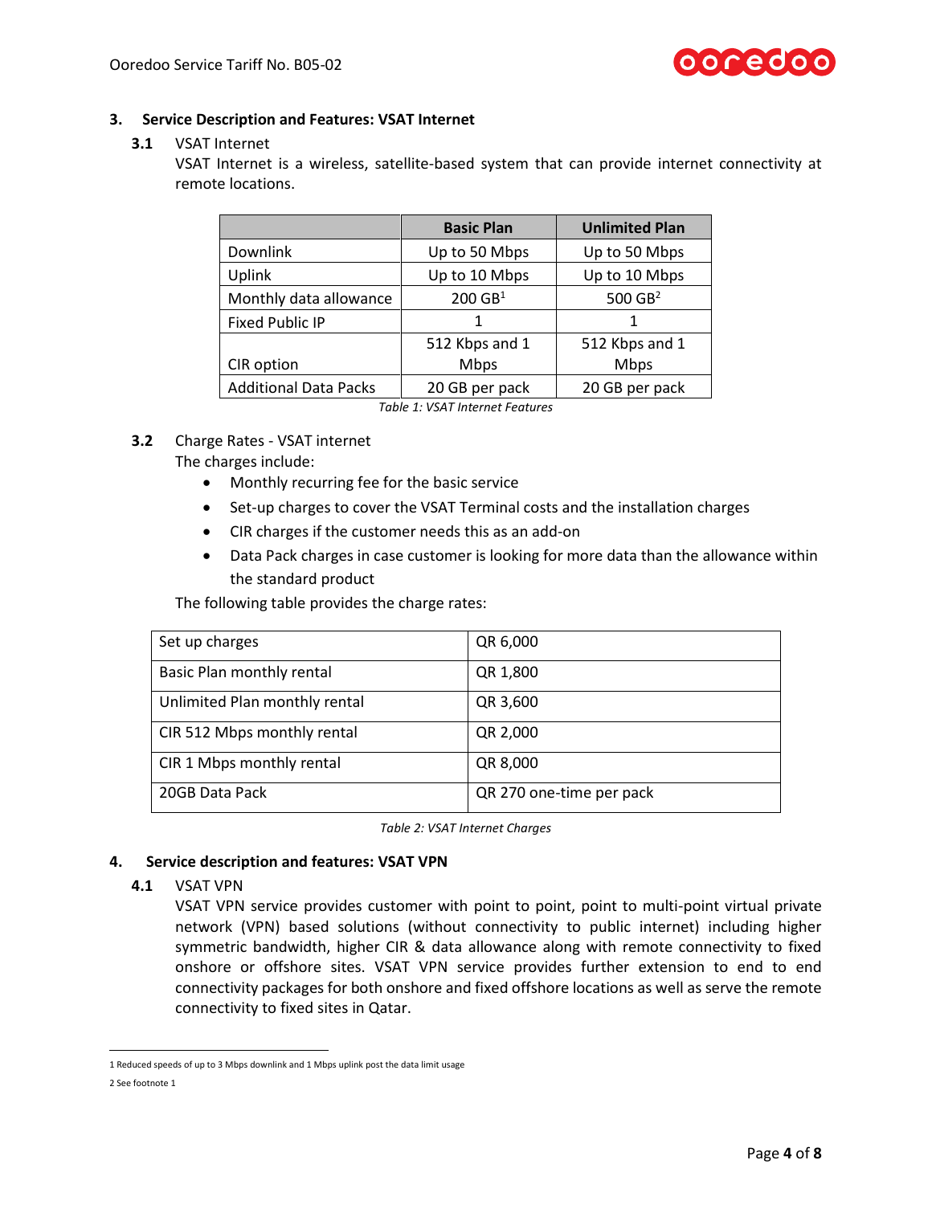## 3. Service Description and Features: VSAT Internet

### 3.1 VSAT Internet

VSAT Internet is a wireless, satellite-based system that can provide internet connectivity at remote locations.

| | Basic Plan | Unlimited Plan |
|---|---|---|
| Downlink | Up to 50 Mbps | Up to 50 Mbps |
| Uplink | Up to 10 Mbps | Up to 10 Mbps |
| Monthly data allowance | 200 GB[1] | 500 GB[2] |
| Fixed Public IP | 1 | 1 |
| CIR option | 512 Kbps and 1 Mbps | 512 Kbps and 1 Mbps |
| Additional Data Packs | 20 GB per pack | 20 GB per pack |

*Table 1: VSAT Internet Features*

### 3.2 Charge Rates - VSAT internet

The charges include:

- Monthly recurring fee for the basic service
- Set-up charges to cover the VSAT Terminal costs and the installation charges
- CIR charges if the customer needs this as an add-on
- Data Pack charges in case customer is looking for more data than the allowance within the standard product

The following table provides the charge rates:

| Set up charges | QR 6,000 |
|---|---|
| Basic Plan monthly rental | QR 1,800 |
| Unlimited Plan monthly rental | QR 3,600 |
| CIR 512 Mbps monthly rental | QR 2,000 |
| CIR 1 Mbps monthly rental | QR 8,000 |
| 20GB Data Pack | QR 270 one-time per pack |

*Table 2: VSAT Internet Charges*

## 4. Service description and features: VSAT VPN

### 4.1 VSAT VPN

VSAT VPN service provides customer with point to point, point to multi-point virtual private network (VPN) based solutions (without connectivity to public internet) including higher symmetric bandwidth, higher CIR & data allowance along with remote connectivity to fixed onshore or offshore sites. VSAT VPN service provides further extension to end to end connectivity packages for both onshore and fixed offshore locations as well as serve the remote connectivity to fixed sites in Qatar.

---

1 Reduced speeds of up to 3 Mbps downlink and 1 Mbps uplink post the data limit usage

2 See footnote 1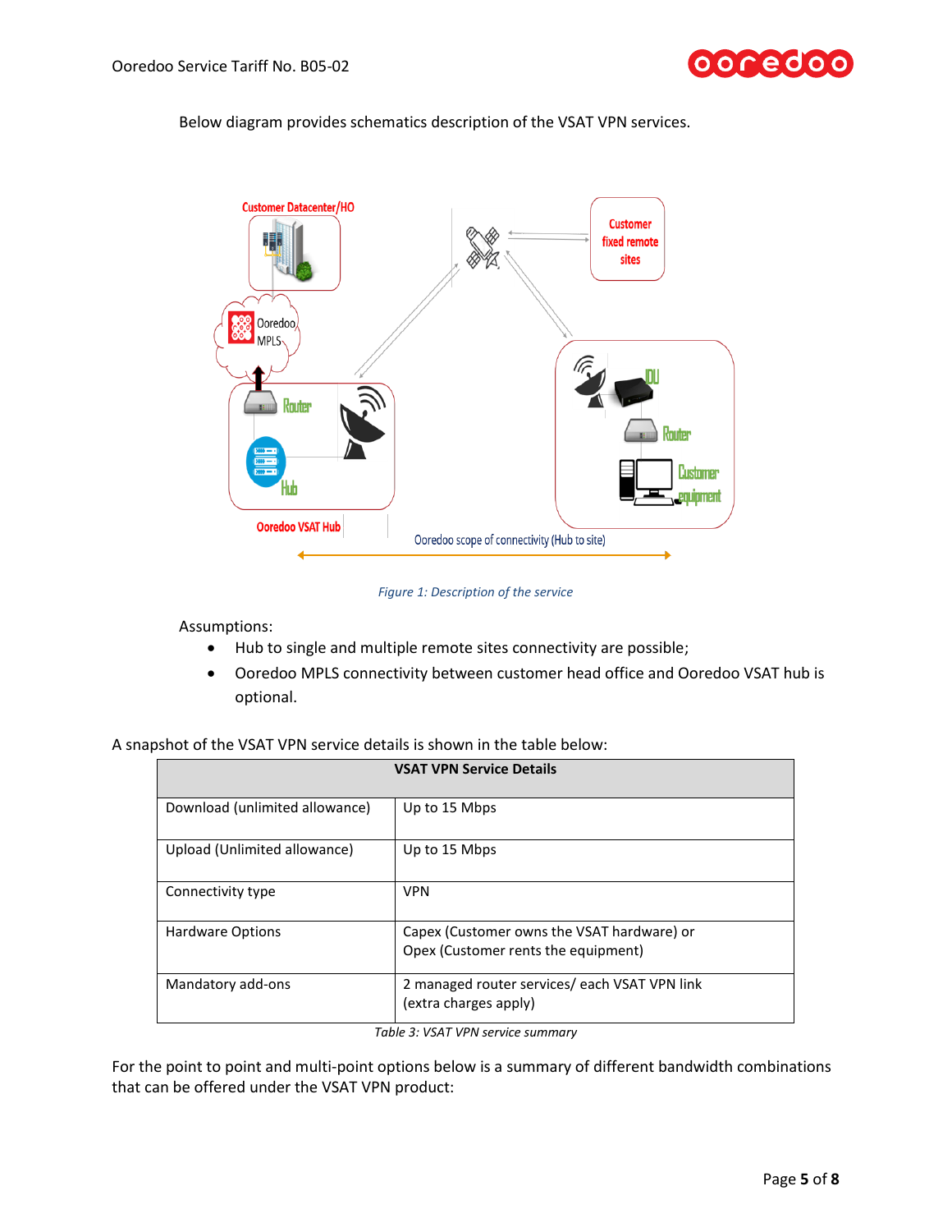Below diagram provides schematics description of the VSAT VPN services.

*Figure 1: Description of the service*

Assumptions:

- Hub to single and multiple remote sites connectivity are possible;
- Ooredoo MPLS connectivity between customer head office and Ooredoo VSAT hub is optional.

A snapshot of the VSAT VPN service details is shown in the table below:

| VSAT VPN Service Details | |
|---|---|
| Download (unlimited allowance) | Up to 15 Mbps |
| Upload (Unlimited allowance) | Up to 15 Mbps |
| Connectivity type | VPN |
| Hardware Options | Capex (Customer owns the VSAT hardware) or Opex (Customer rents the equipment) |
| Mandatory add-ons | 2 managed router services/ each VSAT VPN link (extra charges apply) |

*Table 3: VSAT VPN service summary*

For the point to point and multi-point options below is a summary of different bandwidth combinations that can be offered under the VSAT VPN product: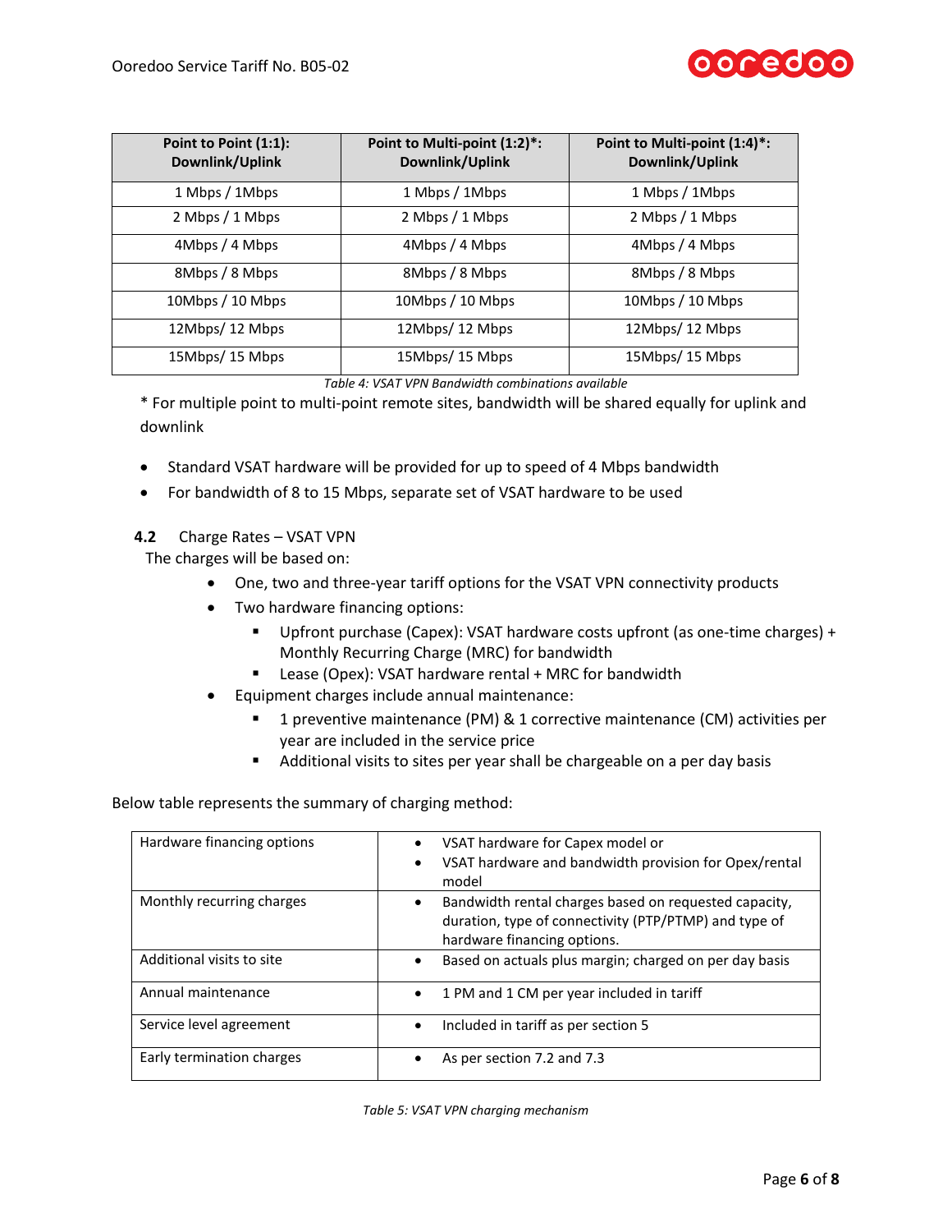| Point to Point (1:1): Downlink/Uplink | Point to Multi-point (1:2)*: Downlink/Uplink | Point to Multi-point (1:4)*: Downlink/Uplink |
|---|---|---|
| 1 Mbps / 1Mbps | 1 Mbps / 1Mbps | 1 Mbps / 1Mbps |
| 2 Mbps / 1 Mbps | 2 Mbps / 1 Mbps | 2 Mbps / 1 Mbps |
| 4Mbps / 4 Mbps | 4Mbps / 4 Mbps | 4Mbps / 4 Mbps |
| 8Mbps / 8 Mbps | 8Mbps / 8 Mbps | 8Mbps / 8 Mbps |
| 10Mbps / 10 Mbps | 10Mbps / 10 Mbps | 10Mbps / 10 Mbps |
| 12Mbps/ 12 Mbps | 12Mbps/ 12 Mbps | 12Mbps/ 12 Mbps |
| 15Mbps/ 15 Mbps | 15Mbps/ 15 Mbps | 15Mbps/ 15 Mbps |

*Table 4: VSAT VPN Bandwidth combinations available*

* For multiple point to multi-point remote sites, bandwidth will be shared equally for uplink and downlink

- Standard VSAT hardware will be provided for up to speed of 4 Mbps bandwidth
- For bandwidth of 8 to 15 Mbps, separate set of VSAT hardware to be used

### 4.2 Charge Rates – VSAT VPN

The charges will be based on:

- One, two and three-year tariff options for the VSAT VPN connectivity products
- Two hardware financing options:
  - Upfront purchase (Capex): VSAT hardware costs upfront (as one-time charges) + Monthly Recurring Charge (MRC) for bandwidth
  - Lease (Opex): VSAT hardware rental + MRC for bandwidth
- Equipment charges include annual maintenance:
  - 1 preventive maintenance (PM) & 1 corrective maintenance (CM) activities per year are included in the service price
  - Additional visits to sites per year shall be chargeable on a per day basis

Below table represents the summary of charging method:

| | |
|---|---|
| Hardware financing options | • VSAT hardware for Capex model or<br>• VSAT hardware and bandwidth provision for Opex/rental model |
| Monthly recurring charges | • Bandwidth rental charges based on requested capacity, duration, type of connectivity (PTP/PTMP) and type of hardware financing options. |
| Additional visits to site | • Based on actuals plus margin; charged on per day basis |
| Annual maintenance | • 1 PM and 1 CM per year included in tariff |
| Service level agreement | • Included in tariff as per section 5 |
| Early termination charges | • As per section 7.2 and 7.3 |

*Table 5: VSAT VPN charging mechanism*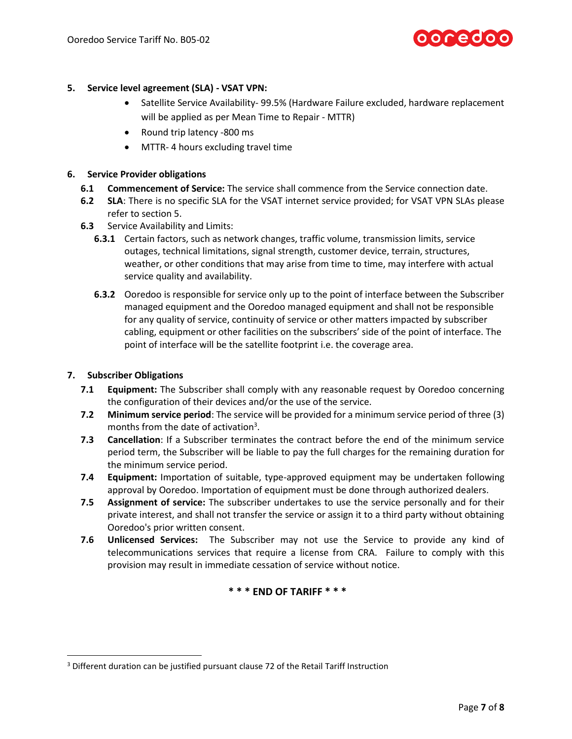## 5. Service level agreement (SLA) - VSAT VPN:

- Satellite Service Availability- 99.5% (Hardware Failure excluded, hardware replacement will be applied as per Mean Time to Repair - MTTR)
- Round trip latency -800 ms
- MTTR- 4 hours excluding travel time

## 6. Service Provider obligations

**6.1** **Commencement of Service:** The service shall commence from the Service connection date.

**6.2** **SLA**: There is no specific SLA for the VSAT internet service provided; for VSAT VPN SLAs please refer to section 5.

**6.3** Service Availability and Limits:

**6.3.1** Certain factors, such as network changes, traffic volume, transmission limits, service outages, technical limitations, signal strength, customer device, terrain, structures, weather, or other conditions that may arise from time to time, may interfere with actual service quality and availability.

**6.3.2** Ooredoo is responsible for service only up to the point of interface between the Subscriber managed equipment and the Ooredoo managed equipment and shall not be responsible for any quality of service, continuity of service or other matters impacted by subscriber cabling, equipment or other facilities on the subscribers' side of the point of interface. The point of interface will be the satellite footprint i.e. the coverage area.

## 7. Subscriber Obligations

**7.1** **Equipment:** The Subscriber shall comply with any reasonable request by Ooredoo concerning the configuration of their devices and/or the use of the service.

**7.2** **Minimum service period**: The service will be provided for a minimum service period of three (3) months from the date of activation[3].

**7.3** **Cancellation**: If a Subscriber terminates the contract before the end of the minimum service period term, the Subscriber will be liable to pay the full charges for the remaining duration for the minimum service period.

**7.4** **Equipment:** Importation of suitable, type-approved equipment may be undertaken following approval by Ooredoo. Importation of equipment must be done through authorized dealers.

**7.5** **Assignment of service:** The subscriber undertakes to use the service personally and for their private interest, and shall not transfer the service or assign it to a third party without obtaining Ooredoo's prior written consent.

**7.6** **Unlicensed Services:** The Subscriber may not use the Service to provide any kind of telecommunications services that require a license from CRA. Failure to comply with this provision may result in immediate cessation of service without notice.

**\* \* \* END OF TARIFF \* \* \***

---

[3] Different duration can be justified pursuant clause 72 of the Retail Tariff Instruction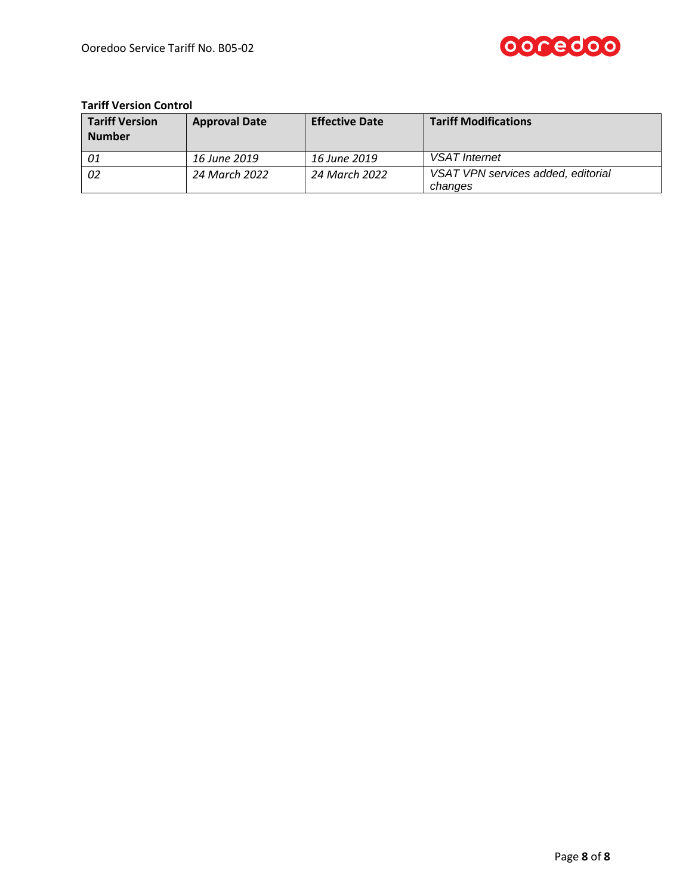**Tariff Version Control**

| Tariff Version Number | Approval Date | Effective Date | Tariff Modifications |
|---|---|---|---|
| *01* | *16 June 2019* | *16 June 2019* | *VSAT Internet* |
| *02* | *24 March 2022* | *24 March 2022* | *VSAT VPN services added, editorial changes* |